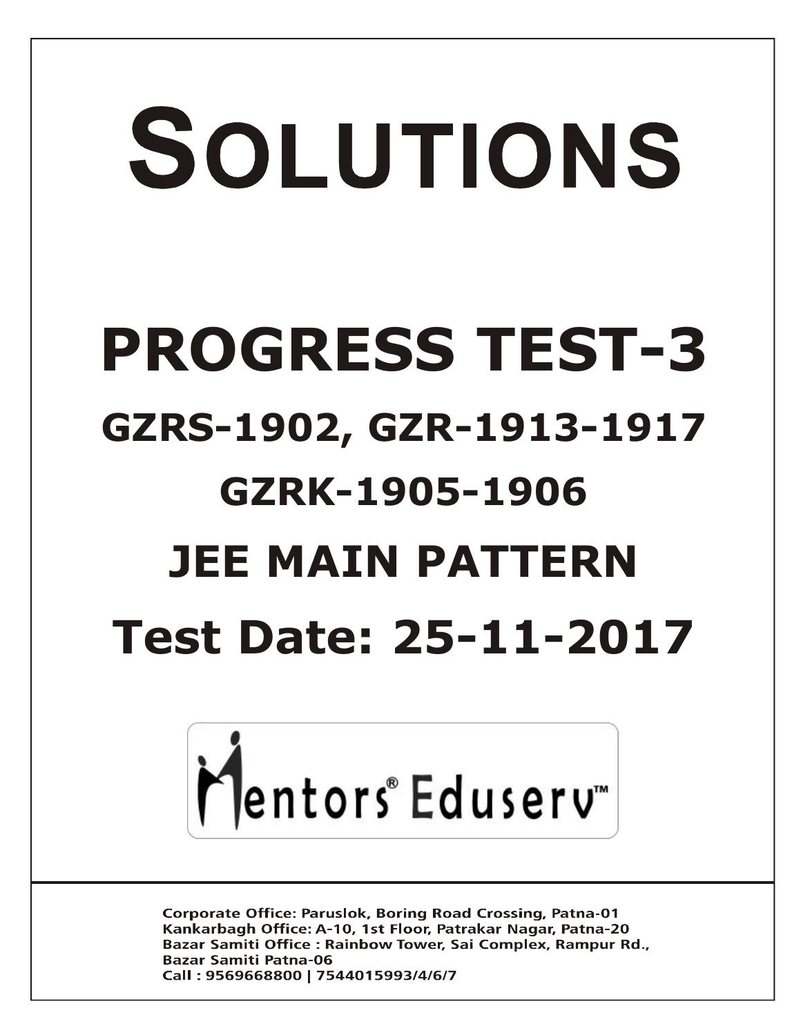# SOLUTIONS

# PROGRESS TEST-3

## GZRS-1902, GZR-1913-1917

## GZRK-1905-1906

## JEE MAIN PATTERN

## Test Date: 25-11-2017

Mentors® Eduserv™

Corporate Office: Paruslok, Boring Road Crossing, Patna-01
Kankarbagh Office: A-10, 1st Floor, Patrakar Nagar, Patna-20
Bazar Samiti Office : Rainbow Tower, Sai Complex, Rampur Rd., Bazar Samiti Patna-06
Call : 9569668800 | 7544015993/4/6/7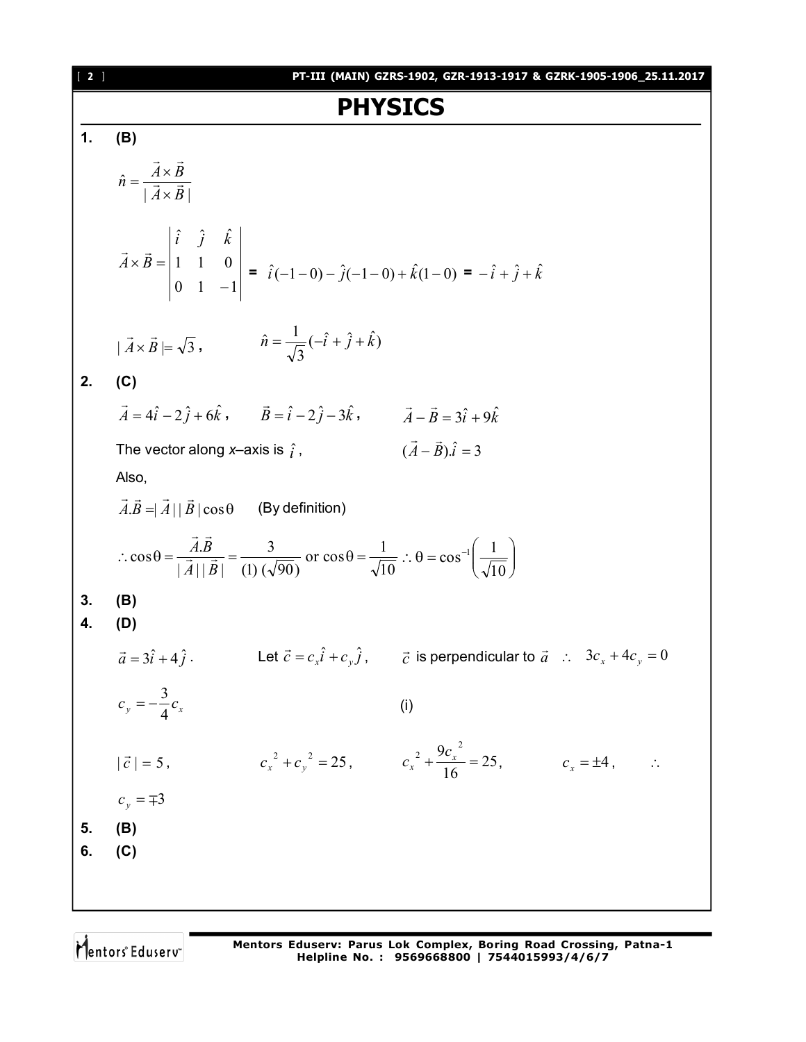# PHYSICS

**1.** **(B)**

$$\hat{n} = \frac{\vec{A} \times \vec{B}}{|\vec{A} \times \vec{B}|}$$

$$\vec{A} \times \vec{B} = \begin{vmatrix} \hat{i} & \hat{j} & \hat{k} \\ 1 & 1 & 0 \\ 0 & 1 & -1 \end{vmatrix} = \hat{i}(-1-0) - \hat{j}(-1-0) + \hat{k}(1-0) = -\hat{i} + \hat{j} + \hat{k}$$

$|\vec{A} \times \vec{B}| = \sqrt{3}$, $\quad \hat{n} = \frac{1}{\sqrt{3}}(-\hat{i} + \hat{j} + \hat{k})$

**2.** **(C)**

$\vec{A} = 4\hat{i} - 2\hat{j} + 6\hat{k}$, $\quad \vec{B} = \hat{i} - 2\hat{j} - 3\hat{k}$, $\quad \vec{A} - \vec{B} = 3\hat{i} + 9\hat{k}$

The vector along *x*–axis is $\hat{i}$, $\quad (\vec{A} - \vec{B}).\hat{i} = 3$

Also,

$\vec{A}.\vec{B} = |\vec{A}||\vec{B}|\cos\theta$ (By definition)

$$\therefore \cos\theta = \frac{\vec{A}.\vec{B}}{|\vec{A}||\vec{B}|} = \frac{3}{(1)(\sqrt{90})} \text{ or } \cos\theta = \frac{1}{\sqrt{10}} \therefore \theta = \cos^{-1}\left(\frac{1}{\sqrt{10}}\right)$$

**3.** **(B)**

**4.** **(D)**

$\vec{a} = 3\hat{i} + 4\hat{j}$. $\quad$ Let $\vec{c} = c_x\hat{i} + c_y\hat{j}$, $\quad \vec{c}$ is perpendicular to $\vec{a}$ $\therefore$ $3c_x + 4c_y = 0$

$c_y = -\frac{3}{4}c_x$ $\quad$ (i)

$|\vec{c}| = 5$, $\quad c_x^{\,2} + c_y^{\,2} = 25$, $\quad c_x^{\,2} + \frac{9c_x^{\,2}}{16} = 25$, $\quad c_x = \pm 4$, $\quad \therefore$

$c_y = \mp 3$

**5.** **(B)**

**6.** **(C)**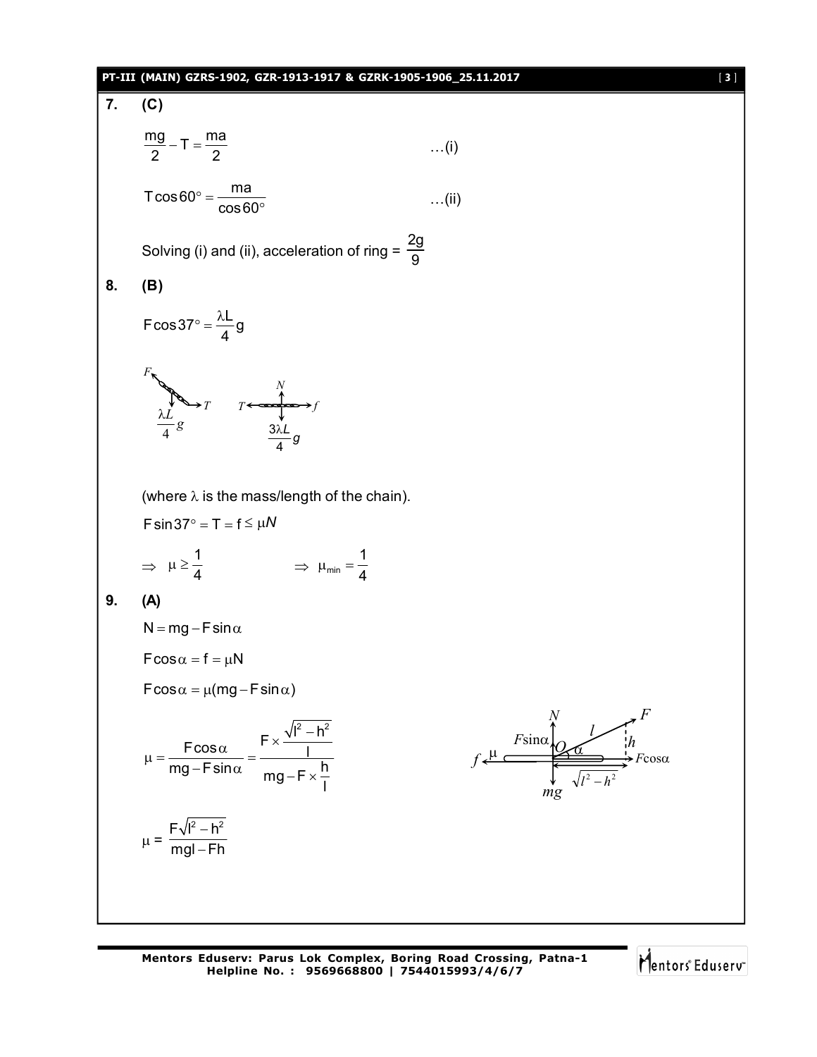**7. (C)**

$$\frac{mg}{2} - T = \frac{ma}{2} \qquad \ldots(i)$$

$$T\cos 60^\circ = \frac{ma}{\cos 60^\circ} \qquad \ldots(ii)$$

Solving (i) and (ii), acceleration of ring = $\frac{2g}{9}$

**8. (B)**

$$F\cos 37^\circ = \frac{\lambda L}{4} g$$

(where $\lambda$ is the mass/length of the chain).

$$F\sin 37^\circ = T = f \le \mu N$$

$$\Rightarrow \ \mu \ge \frac{1}{4} \qquad \Rightarrow \ \mu_{min} = \frac{1}{4}$$

**9. (A)**

$$N = mg - F\sin\alpha$$

$$F\cos\alpha = f = \mu N$$

$$F\cos\alpha = \mu(mg - F\sin\alpha)$$

$$\mu = \frac{F\cos\alpha}{mg - F\sin\alpha} = \frac{F \times \frac{\sqrt{l^2 - h^2}}{l}}{mg - F \times \frac{h}{l}}$$

$$\mu = \frac{F\sqrt{l^2 - h^2}}{mgl - Fh}$$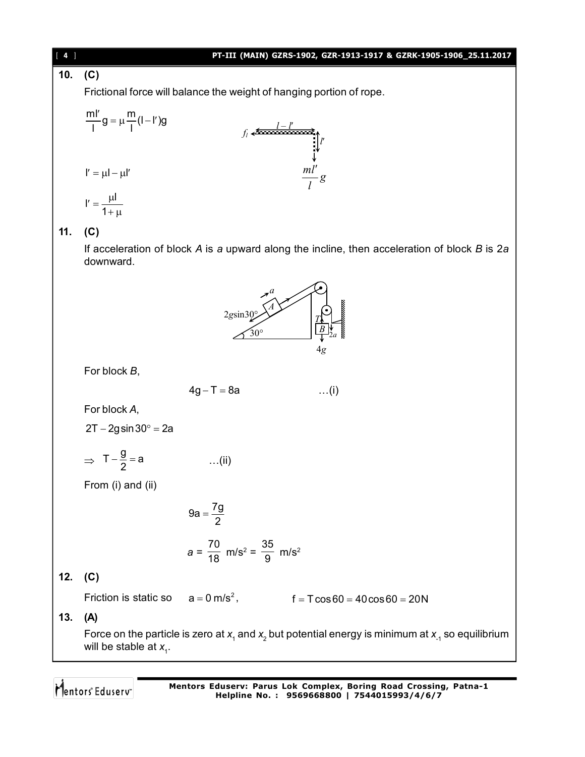**10. (C)**

Frictional force will balance the weight of hanging portion of rope.

$$\frac{ml'}{l}g = \mu\frac{m}{l}(l - l')g$$

$f_l$

$l - l'$

$l'$

$\frac{ml'}{l}g$

$$l' = \mu l - \mu l'$$

$$l' = \frac{\mu l}{1 + \mu}$$

**11. (C)**

If acceleration of block *A* is *a* upward along the incline, then acceleration of block *B* is 2*a* downward.

$a$

$A$

$2g\sin 30°$

$30°$

$T$

$B$

$2a$

$4g$

For block *B*,

$$4g - T = 8a \qquad \ldots\text{(i)}$$

For block *A*,

$$2T - 2g\sin 30° = 2a$$

$$\Rightarrow \quad T - \frac{g}{2} = a \qquad \ldots\text{(ii)}$$

From (i) and (ii)

$$9a = \frac{7g}{2}$$

$$a = \frac{70}{18}\ \text{m/s}^2 = \frac{35}{9}\ \text{m/s}^2$$

**12. (C)**

Friction is static so $\quad a = 0\ \text{m/s}^2, \qquad f = T\cos 60 = 40\cos 60 = 20\text{N}$

**13. (A)**

Force on the particle is zero at $x_1$ and $x_2$ but potential energy is minimum at $x_{-1}$ so equilibrium will be stable at $x_1$.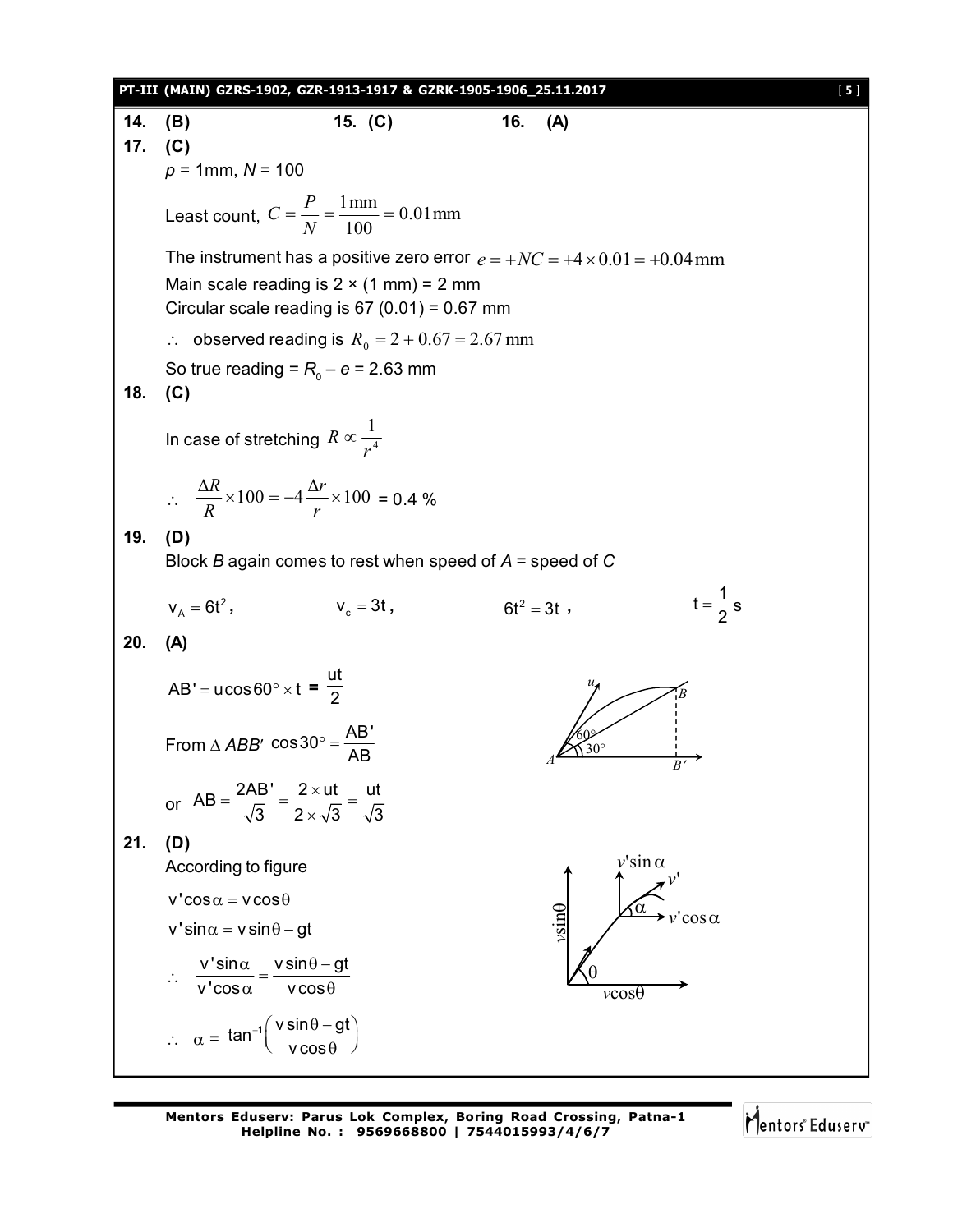**14.** (B)　　**15.** (C)　　**16.** (A)

**17.** (C)

$p$ = 1mm, $N$ = 100

Least count, $C = \frac{P}{N} = \frac{1\,\text{mm}}{100} = 0.01\,\text{mm}$

The instrument has a positive zero error $e = +NC = +4 \times 0.01 = +0.04\,\text{mm}$

Main scale reading is 2 × (1 mm) = 2 mm

Circular scale reading is 67 (0.01) = 0.67 mm

$\therefore$ observed reading is $R_0 = 2 + 0.67 = 2.67\,\text{mm}$

So true reading = $R_0 - e$ = 2.63 mm

**18.** (C)

In case of stretching $R \propto \frac{1}{r^4}$

$\therefore \quad \frac{\Delta R}{R} \times 100 = -4\frac{\Delta r}{r} \times 100$ = 0.4 %

**19.** (D)

Block $B$ again comes to rest when speed of $A$ = speed of $C$

$v_A = 6t^2$,　　$v_c = 3t$,　　$6t^2 = 3t$,　　$t = \frac{1}{2}$ s

**20.** (A)

$AB' = u\cos 60^\circ \times t = \frac{ut}{2}$

From $\Delta$ $ABB'$ $\cos 30^\circ = \frac{AB'}{AB}$

or $AB = \frac{2AB'}{\sqrt{3}} = \frac{2 \times ut}{2 \times \sqrt{3}} = \frac{ut}{\sqrt{3}}$

u
B
60°
30°
A
B′

**21.** (D)

According to figure

$v'\cos\alpha = v\cos\theta$

$v'\sin\alpha = v\sin\theta - gt$

$\therefore \quad \frac{v'\sin\alpha}{v'\cos\alpha} = \frac{v\sin\theta - gt}{v\cos\theta}$

$\therefore \quad \alpha = \tan^{-1}\left(\frac{v\sin\theta - gt}{v\cos\theta}\right)$

$v'\sin\alpha$
$v'$
$\alpha$
$v'\cos\alpha$
$v\sin\theta$
$\theta$
$v\cos\theta$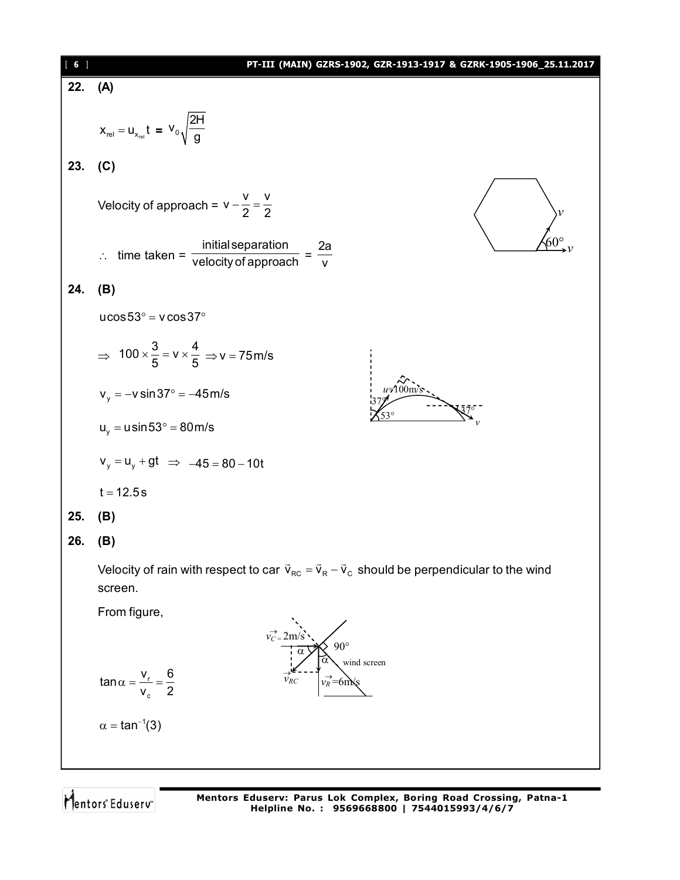**22.** **(A)**

$$x_{rel} = u_{x_{rel}} t = v_0 \sqrt{\frac{2H}{g}}$$

**23.** **(C)**

Velocity of approach = $v - \frac{v}{2} = \frac{v}{2}$

$\therefore$ time taken = $\frac{\text{initial separation}}{\text{velocity of approach}} = \frac{2a}{v}$

v

60°

v

**24.** **(B)**

$u\cos 53° = v\cos 37°$

$\Rightarrow \; 100 \times \frac{3}{5} = v \times \frac{4}{5} \Rightarrow v = 75\,\text{m/s}$

$v_y = -v\sin 37° = -45\,\text{m/s}$

$u_y = u\sin 53° = 80\,\text{m/s}$

$v_y = u_y + gt \;\Rightarrow\; -45 = 80 - 10t$

$t = 12.5\,\text{s}$

u=100m/s

37°

53°

37°

v

**25.** **(B)**

**26.** **(B)**

Velocity of rain with respect to car $\vec{v}_{RC} = \vec{v}_R - \vec{v}_C$ should be perpendicular to the wind screen.

From figure,

$\vec{v}_C = 2\text{m/s}$

α

90°

α

wind screen

$\vec{v}_{RC}$

$\vec{v}_R = 6\text{m/s}$

$$\tan\alpha = \frac{v_r}{v_c} = \frac{6}{2}$$

$\alpha = \tan^{-1}(3)$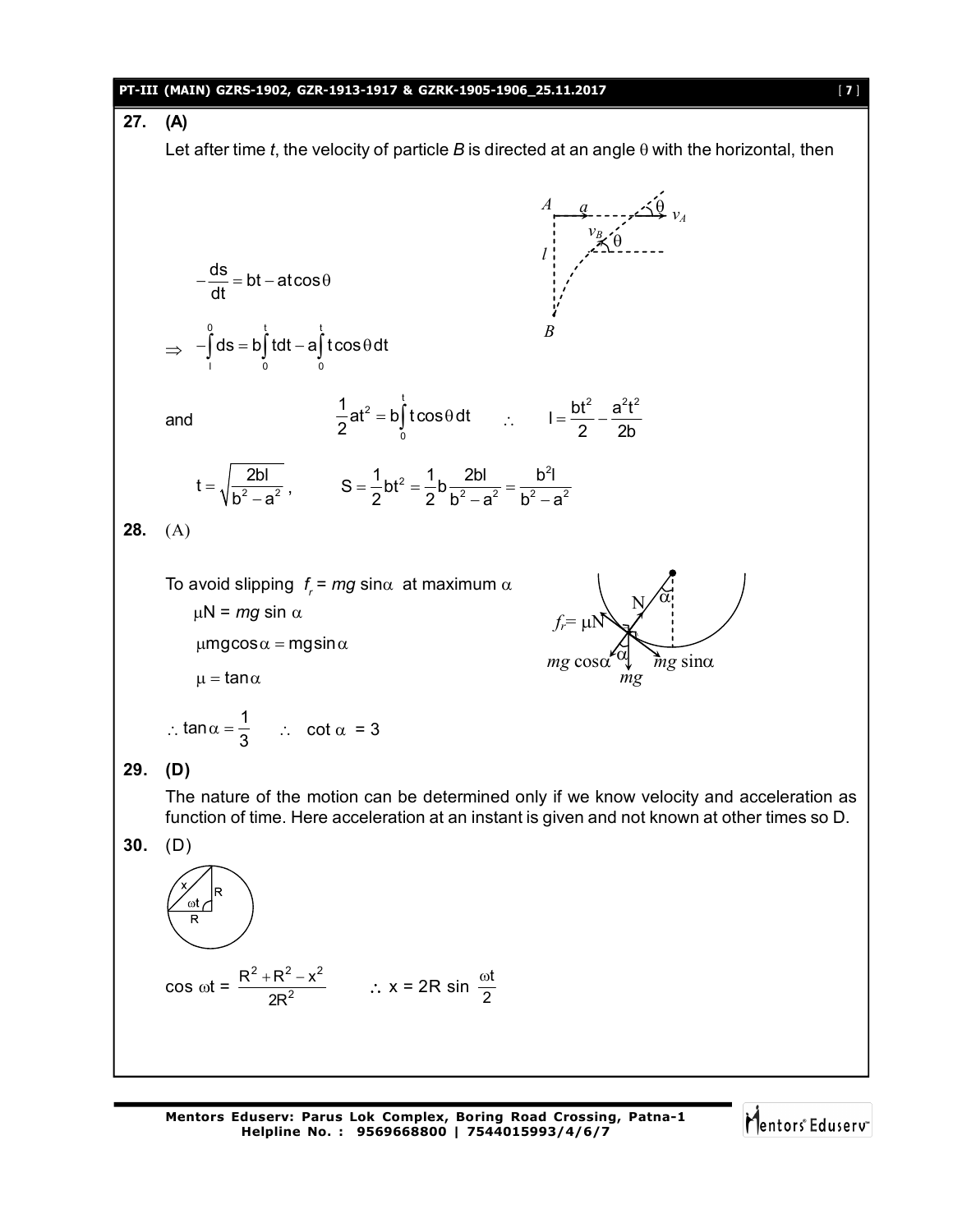**27. (A)**

Let after time *t*, the velocity of particle *B* is directed at an angle θ with the horizontal, then

A a θ $v_A$

$v_B$ θ

$l$

B

$$-\frac{ds}{dt} = bt - at\cos\theta$$

$$\Rightarrow \quad -\int_l^0 ds = b\int_0^t t\,dt - a\int_0^t t\cos\theta\, dt$$

and $$\frac{1}{2}at^2 = b\int_0^t t\cos\theta\, dt \qquad \therefore \quad l = \frac{bt^2}{2} - \frac{a^2t^2}{2b}$$

$$t = \sqrt{\frac{2bl}{b^2 - a^2}}, \qquad S = \frac{1}{2}bt^2 = \frac{1}{2}b\frac{2bl}{b^2 - a^2} = \frac{b^2 l}{b^2 - a^2}$$

**28.** (A)

To avoid slipping $f_r = mg\sin\alpha$ at maximum α

$\mu N = mg\sin\alpha$

$\mu mg\cos\alpha = mg\sin\alpha$

$\mu = \tan\alpha$

$\therefore \tan\alpha = \frac{1}{3} \quad \therefore \quad \cot\alpha = 3$

N α

$f_r = \mu N$

$mg\cos\alpha$ α $mg\sin\alpha$

$mg$

**29. (D)**

The nature of the motion can be determined only if we know velocity and acceleration as function of time. Here acceleration at an instant is given and not known at other times so D.

**30.** (D)

x R ωt R

$$\cos\omega t = \frac{R^2 + R^2 - x^2}{2R^2} \qquad \therefore x = 2R\sin\frac{\omega t}{2}$$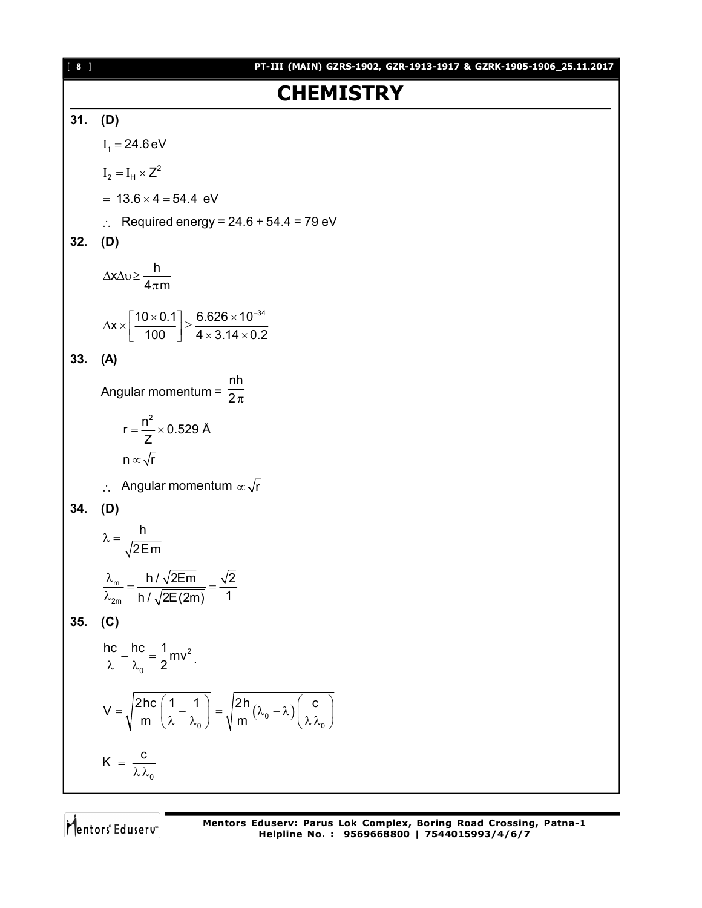# CHEMISTRY

**31.** **(D)**

$I_1 = 24.6\,\text{eV}$

$I_2 = I_H \times Z^2$

$= 13.6 \times 4 = 54.4\ \text{eV}$

$\therefore$ Required energy = 24.6 + 54.4 = 79 eV

**32.** **(D)**

$$\Delta x \Delta \upsilon \geq \frac{h}{4\pi m}$$

$$\Delta x \times \left[\frac{10 \times 0.1}{100}\right] \geq \frac{6.626 \times 10^{-34}}{4 \times 3.14 \times 0.2}$$

**33.** **(A)**

Angular momentum = $\dfrac{nh}{2\pi}$

$$r = \frac{n^2}{Z} \times 0.529\ \text{Å}$$

$$n \propto \sqrt{r}$$

$\therefore$ Angular momentum $\propto \sqrt{r}$

**34.** **(D)**

$$\lambda = \frac{h}{\sqrt{2Em}}$$

$$\frac{\lambda_m}{\lambda_{2m}} = \frac{h/\sqrt{2Em}}{h/\sqrt{2E(2m)}} = \frac{\sqrt{2}}{1}$$

**35.** **(C)**

$$\frac{hc}{\lambda} - \frac{hc}{\lambda_0} = \frac{1}{2}mv^2.$$

$$V = \sqrt{\frac{2hc}{m}\left(\frac{1}{\lambda} - \frac{1}{\lambda_0}\right)} = \sqrt{\frac{2h}{m}(\lambda_0 - \lambda)\left(\frac{c}{\lambda\lambda_0}\right)}$$

$$K = \frac{c}{\lambda\lambda_0}$$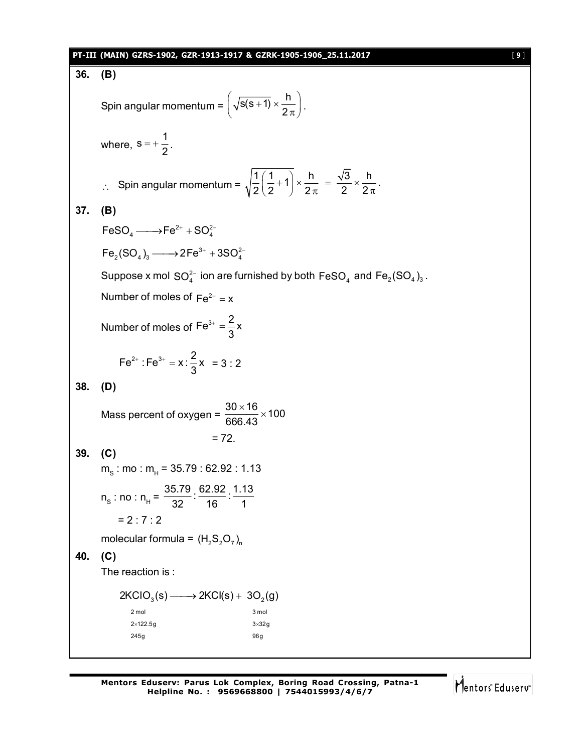**36. (B)**

Spin angular momentum = $\left(\sqrt{s(s+1)} \times \frac{h}{2\pi}\right)$.

where, $s = +\frac{1}{2}$.

$\therefore$ Spin angular momentum = $\sqrt{\frac{1}{2}\left(\frac{1}{2}+1\right)} \times \frac{h}{2\pi} = \frac{\sqrt{3}}{2} \times \frac{h}{2\pi}$.

**37. (B)**

$FeSO_4 \longrightarrow Fe^{2+} + SO_4^{2-}$

$Fe_2(SO_4)_3 \longrightarrow 2Fe^{3+} + 3SO_4^{2-}$

Suppose x mol $SO_4^{2-}$ ion are furnished by both $FeSO_4$ and $Fe_2(SO_4)_3$.

Number of moles of $Fe^{2+} = x$

Number of moles of $Fe^{3+} = \frac{2}{3}x$

$Fe^{2+} : Fe^{3+} = x : \frac{2}{3}x = 3 : 2$

**38. (D)**

Mass percent of oxygen = $\frac{30 \times 16}{666.43} \times 100$

= 72.

**39. (C)**

$m_S : mo : m_H = 35.79 : 62.92 : 1.13$

$n_S : no : n_H = \frac{35.79}{32} : \frac{62.92}{16} : \frac{1.13}{1}$

= 2 : 7 : 2

molecular formula = $(H_2S_2O_7)_n$

**40. (C)**

The reaction is :

$$2KClO_3(s) \longrightarrow 2KCl(s) + 3O_2(g)$$

2 mol &nbsp;&nbsp;&nbsp;&nbsp;&nbsp;&nbsp;&nbsp;&nbsp;&nbsp;&nbsp;&nbsp;&nbsp;&nbsp;&nbsp;&nbsp;&nbsp;&nbsp;&nbsp;&nbsp;&nbsp;&nbsp;&nbsp;&nbsp;&nbsp; 3 mol

$2 \times 122.5$g &nbsp;&nbsp;&nbsp;&nbsp;&nbsp;&nbsp;&nbsp;&nbsp;&nbsp;&nbsp;&nbsp;&nbsp;&nbsp;&nbsp; $3 \times 32$g

245g &nbsp;&nbsp;&nbsp;&nbsp;&nbsp;&nbsp;&nbsp;&nbsp;&nbsp;&nbsp;&nbsp;&nbsp;&nbsp;&nbsp;&nbsp;&nbsp;&nbsp;&nbsp;&nbsp;&nbsp;&nbsp;&nbsp;&nbsp;&nbsp;&nbsp; 96g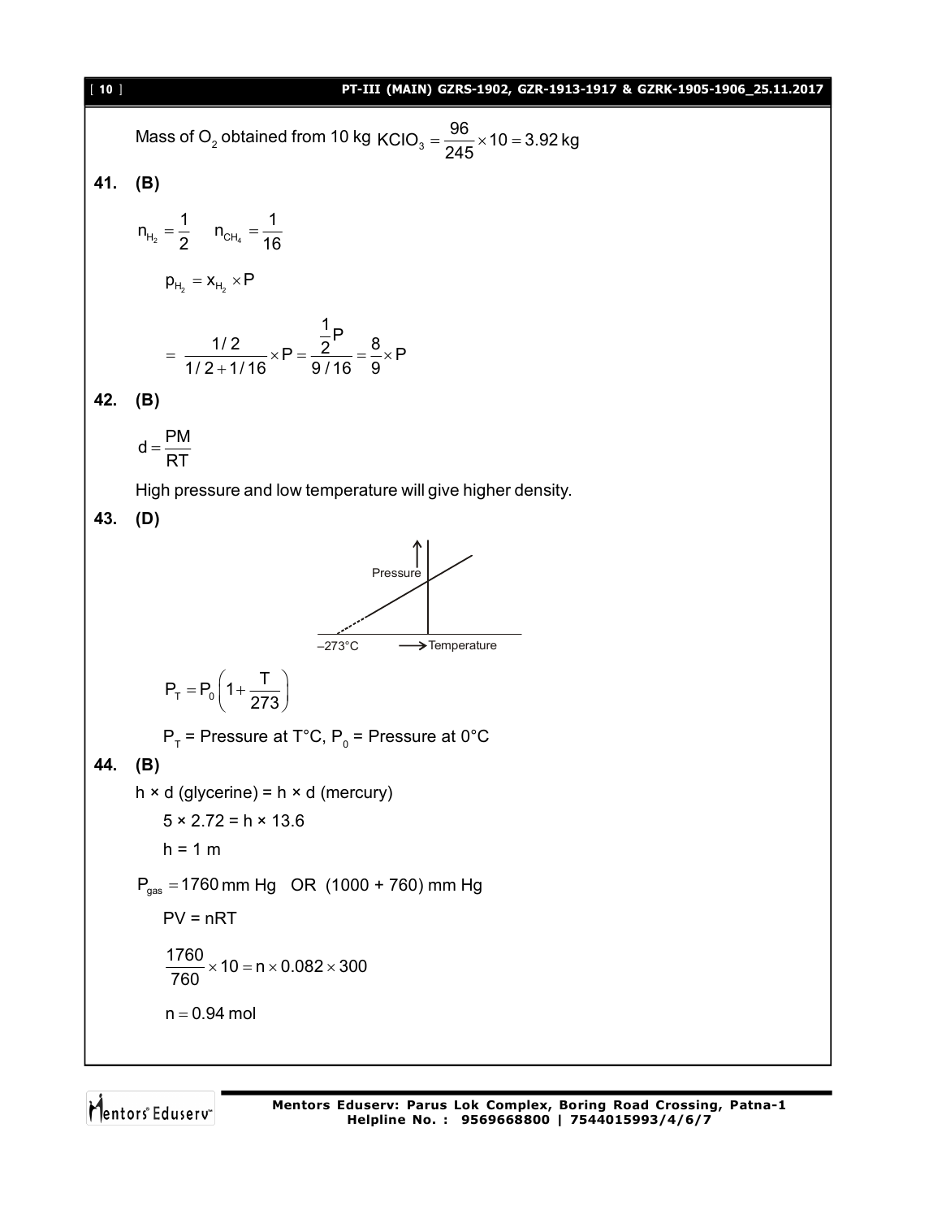Mass of $O_2$ obtained from 10 kg $KClO_3 = \frac{96}{245} \times 10 = 3.92$ kg

**41. (B)**

$n_{H_2} = \frac{1}{2} \quad n_{CH_4} = \frac{1}{16}$

$p_{H_2} = x_{H_2} \times P$

$$= \frac{1/2}{1/2 + 1/16} \times P = \frac{\frac{1}{2}P}{9/16} = \frac{8}{9} \times P$$

**42. (B)**

$d = \frac{PM}{RT}$

High pressure and low temperature will give higher density.

**43. (D)**

Pressure

–273°C

Temperature

$P_T = P_0\left(1 + \frac{T}{273}\right)$

$P_T$ = Pressure at T°C, $P_0$ = Pressure at 0°C

**44. (B)**

h × d (glycerine) = h × d (mercury)

5 × 2.72 = h × 13.6

h = 1 m

$P_{gas} = 1760$ mm Hg OR (1000 + 760) mm Hg

PV = nRT

$\frac{1760}{760} \times 10 = n \times 0.082 \times 300$

$n = 0.94$ mol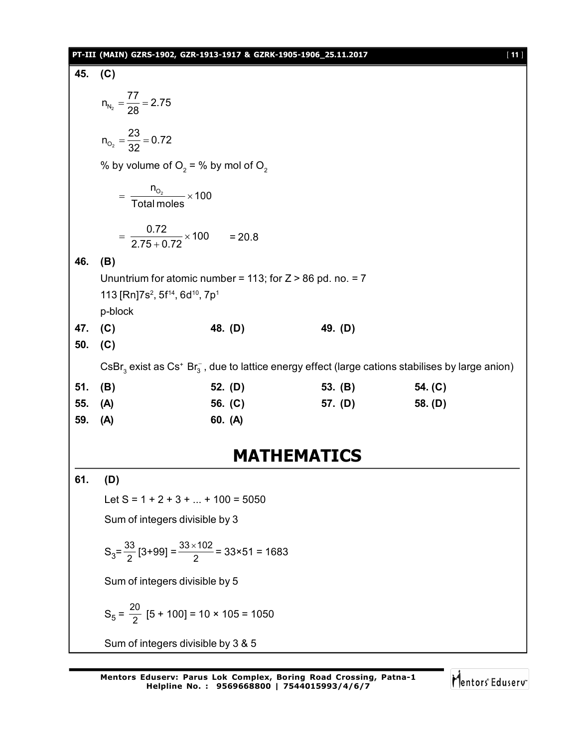**45. (C)**

$$n_{N_2} = \frac{77}{28} = 2.75$$

$$n_{O_2} = \frac{23}{32} = 0.72$$

% by volume of $O_2$ = % by mol of $O_2$

$$= \frac{n_{O_2}}{\text{Total moles}} \times 100$$

$$= \frac{0.72}{2.75 + 0.72} \times 100 \quad = 20.8$$

**46. (B)**

Ununtrium for atomic number = 113; for Z > 86 pd. no. = 7

113 [Rn]$7s^2$, $5f^{14}$, $6d^{10}$, $7p^1$

p-block

**47. (C)** **48. (D)** **49. (D)**

**50. (C)**

$CsBr_3$ exist as $Cs^+ \; Br_3^-$, due to lattice energy effect (large cations stabilises by large anion)

**51. (B)** **52. (D)** **53. (B)** **54. (C)**

**55. (A)** **56. (C)** **57. (D)** **58. (D)**

**59. (A)** **60. (A)**

# MATHEMATICS

**61. (D)**

Let S = 1 + 2 + 3 + ... + 100 = 5050

Sum of integers divisible by 3

$$S_3 = \frac{33}{2}[3+99] = \frac{33 \times 102}{2} = 33 \times 51 = 1683$$

Sum of integers divisible by 5

$$S_5 = \frac{20}{2}[5 + 100] = 10 \times 105 = 1050$$

Sum of integers divisible by 3 & 5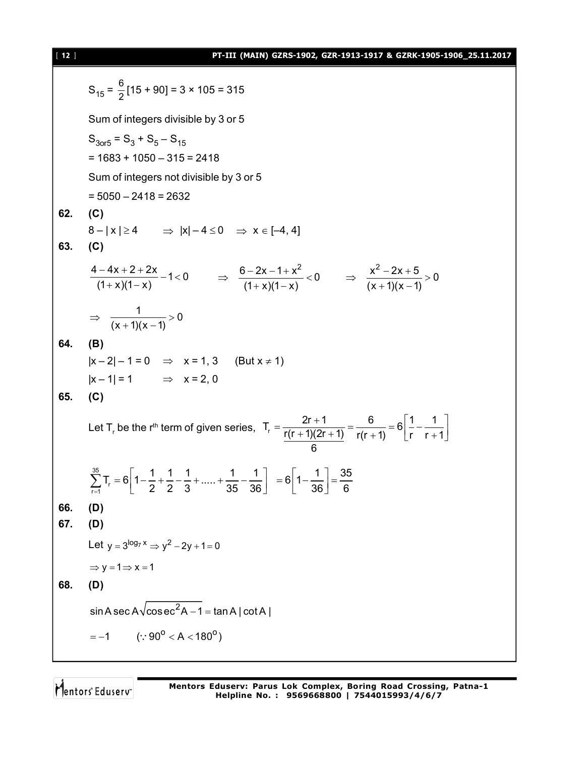$S_{15} = \frac{6}{2}[15 + 90] = 3 \times 105 = 315$

Sum of integers divisible by 3 or 5

$S_{3or5} = S_3 + S_5 - S_{15}$

$= 1683 + 1050 - 315 = 2418$

Sum of integers not divisible by 3 or 5

$= 5050 - 2418 = 2632$

**62. (C)**

$8 - |x| \geq 4 \quad \Rightarrow \; |x| - 4 \leq 0 \quad \Rightarrow \; x \in [-4, 4]$

**63. (C)**

$$\frac{4-4x+2+2x}{(1+x)(1-x)} - 1 < 0 \qquad \Rightarrow \; \frac{6-2x-1+x^2}{(1+x)(1-x)} < 0 \qquad \Rightarrow \; \frac{x^2-2x+5}{(x+1)(x-1)} > 0$$

$$\Rightarrow \; \frac{1}{(x+1)(x-1)} > 0$$

**64. (B)**

$|x-2| - 1 = 0 \quad \Rightarrow \; x = 1, 3 \quad$ (But $x \neq 1$)

$|x-1| = 1 \quad \Rightarrow \; x = 2, 0$

**65. (C)**

Let $T_r$ be the $r^{th}$ term of given series, $T_r = \dfrac{2r+1}{\dfrac{r(r+1)(2r+1)}{6}} = \dfrac{6}{r(r+1)} = 6\left[\dfrac{1}{r} - \dfrac{1}{r+1}\right]$

$$\sum_{r=1}^{35} T_r = 6\left[1 - \frac{1}{2} + \frac{1}{2} - \frac{1}{3} + ..... + \frac{1}{35} - \frac{1}{36}\right] = 6\left[1 - \frac{1}{36}\right] = \frac{35}{6}$$

**66. (D)**

**67. (D)**

Let $y = 3^{\log_7 x} \Rightarrow y^2 - 2y + 1 = 0$

$\Rightarrow y = 1 \Rightarrow x = 1$

**68. (D)**

$\sin A \sec A \sqrt{\operatorname{cosec}^2 A - 1} = \tan A \,|\cot A|$

$= -1 \qquad (\because 90^\circ < A < 180^\circ)$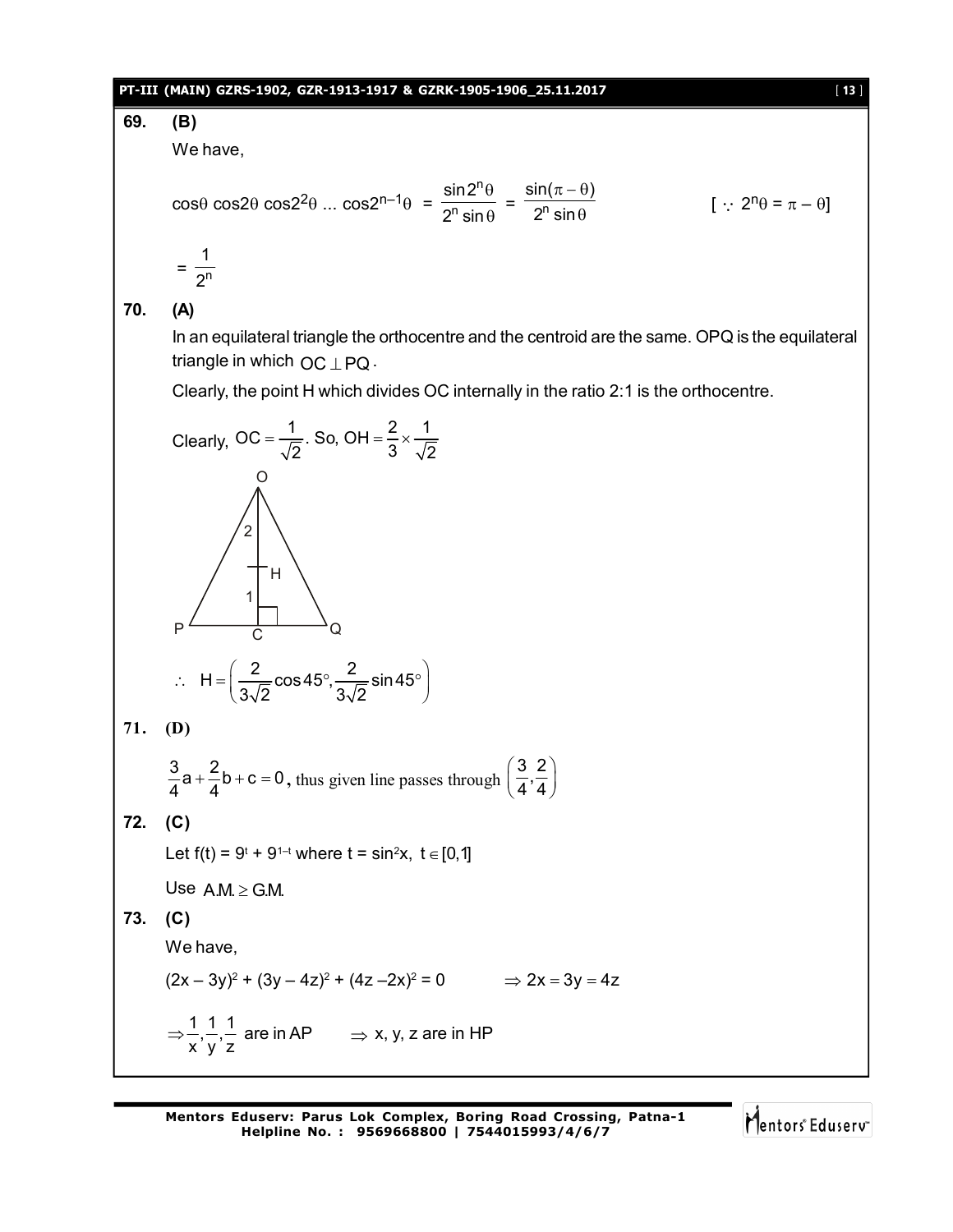**69.** **(B)**

We have,

$$\cos\theta \cos 2\theta \cos 2^2\theta \ldots \cos 2^{n-1}\theta = \frac{\sin 2^n\theta}{2^n \sin\theta} = \frac{\sin(\pi - \theta)}{2^n \sin\theta} \qquad [\because 2^n\theta = \pi - \theta]$$

$$= \frac{1}{2^n}$$

**70.** **(A)**

In an equilateral triangle the orthocentre and the centroid are the same. OPQ is the equilateral triangle in which $OC \perp PQ$.

Clearly, the point H which divides OC internally in the ratio 2:1 is the orthocentre.

Clearly, $OC = \frac{1}{\sqrt{2}}$. So, $OH = \frac{2}{3} \times \frac{1}{\sqrt{2}}$

O

2

H

1

P C Q

$$\therefore \quad H = \left(\frac{2}{3\sqrt{2}}\cos 45^\circ, \frac{2}{3\sqrt{2}}\sin 45^\circ\right)$$

**71.** **(D)**

$\frac{3}{4}a + \frac{2}{4}b + c = 0$, thus given line passes through $\left(\frac{3}{4}, \frac{2}{4}\right)$

**72.** **(C)**

Let $f(t) = 9^t + 9^{1-t}$ where $t = \sin^2 x$, $t \in [0,1]$

Use $A.M. \geq G.M.$

**73.** **(C)**

We have,

$$(2x - 3y)^2 + (3y - 4z)^2 + (4z - 2x)^2 = 0 \qquad \Rightarrow 2x = 3y = 4z$$

$$\Rightarrow \frac{1}{x}, \frac{1}{y}, \frac{1}{z} \text{ are in AP} \qquad \Rightarrow x, y, z \text{ are in HP}$$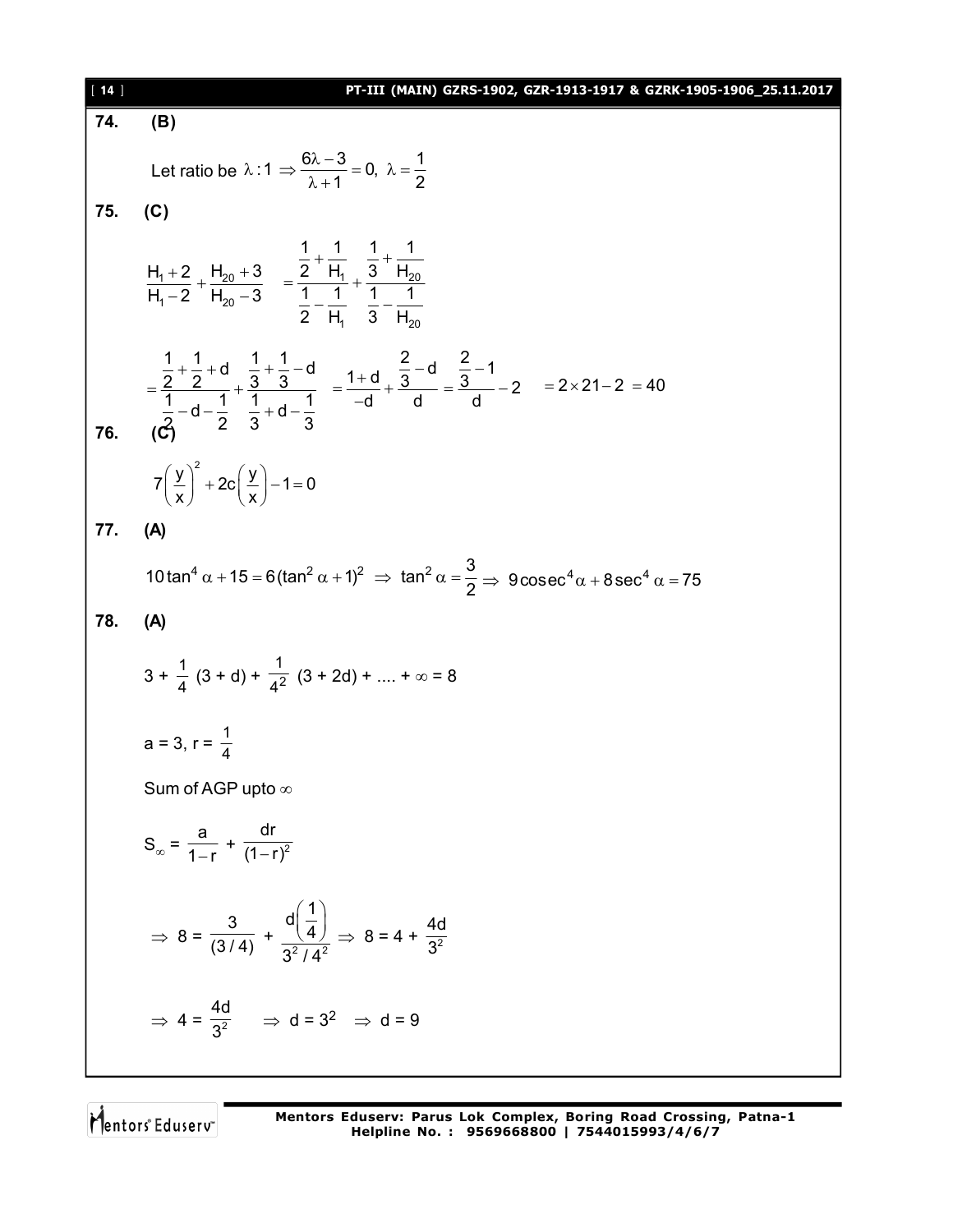**74.** **(B)**

Let ratio be $\lambda : 1 \Rightarrow \dfrac{6\lambda - 3}{\lambda + 1} = 0,\ \lambda = \dfrac{1}{2}$

**75.** **(C)**

$$\frac{H_1 + 2}{H_1 - 2} + \frac{H_{20} + 3}{H_{20} - 3} \quad = \frac{\frac{1}{2} + \frac{1}{H_1}}{\frac{1}{2} - \frac{1}{H_1}} + \frac{\frac{1}{3} + \frac{1}{H_{20}}}{\frac{1}{3} - \frac{1}{H_{20}}}$$

$$= \frac{\frac{1}{2} + \frac{1}{2} + d}{\frac{1}{2} - d - \frac{1}{2}} + \frac{\frac{1}{3} + \frac{1}{3} - d}{\frac{1}{3} + d - \frac{1}{3}} \quad = \frac{1 + d}{-d} + \frac{\frac{2}{3} - d}{d} = \frac{\frac{2}{3} - 1}{d} - 2 \quad = 2 \times 21 - 2 = 40$$

**76.** **(C)**

$$7\left(\frac{y}{x}\right)^2 + 2c\left(\frac{y}{x}\right) - 1 = 0$$

**77.** **(A)**

$$10\tan^4 \alpha + 15 = 6(\tan^2 \alpha + 1)^2 \Rightarrow \tan^2 \alpha = \frac{3}{2} \Rightarrow 9\operatorname{cosec}^4 \alpha + 8\sec^4 \alpha = 75$$

**78.** **(A)**

$$3 + \frac{1}{4}(3 + d) + \frac{1}{4^2}(3 + 2d) + \ldots + \infty = 8$$

$a = 3,\ r = \dfrac{1}{4}$

Sum of AGP upto $\infty$

$$S_\infty = \frac{a}{1 - r} + \frac{dr}{(1 - r)^2}$$

$$\Rightarrow 8 = \frac{3}{(3/4)} + \frac{d\left(\frac{1}{4}\right)}{3^2/4^2} \Rightarrow 8 = 4 + \frac{4d}{3^2}$$

$$\Rightarrow 4 = \frac{4d}{3^2} \quad \Rightarrow d = 3^2 \quad \Rightarrow d = 9$$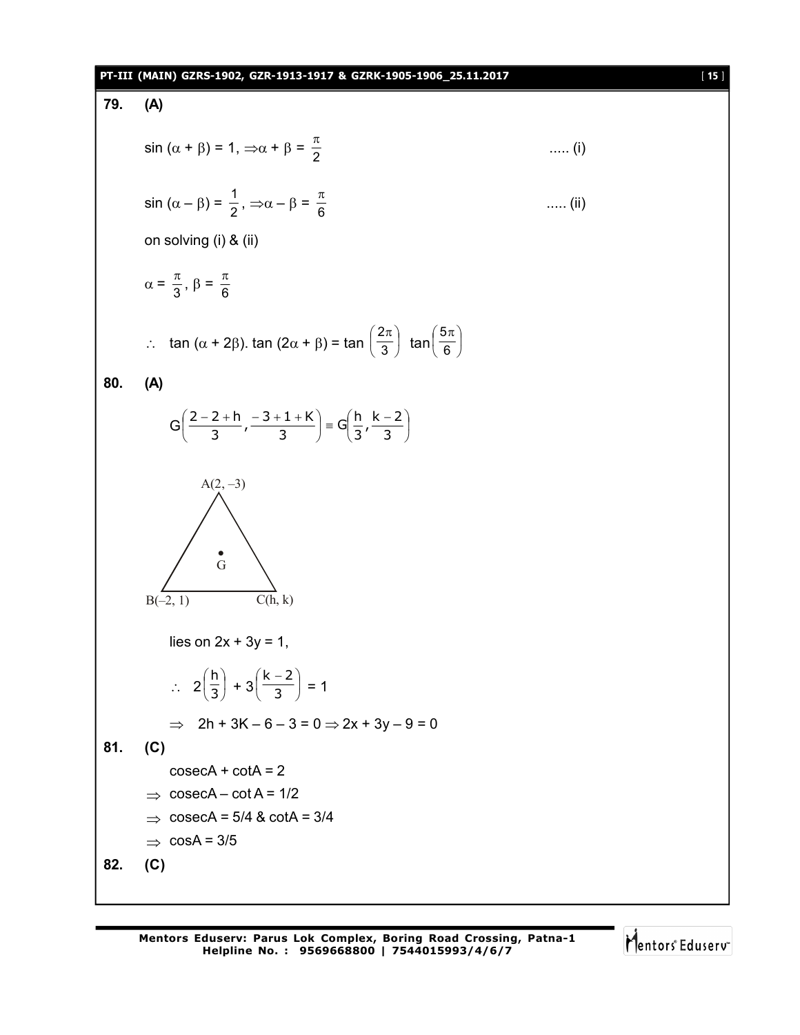**79. (A)**

$\sin(\alpha + \beta) = 1, \Rightarrow \alpha + \beta = \frac{\pi}{2}$ ..... (i)

$\sin(\alpha - \beta) = \frac{1}{2}, \Rightarrow \alpha - \beta = \frac{\pi}{6}$ ..... (ii)

on solving (i) & (ii)

$\alpha = \frac{\pi}{3}, \beta = \frac{\pi}{6}$

$\therefore \quad \tan(\alpha + 2\beta).\tan(2\alpha + \beta) = \tan\left(\frac{2\pi}{3}\right)\tan\left(\frac{5\pi}{6}\right)$

**80. (A)**

$$G\left(\frac{2-2+h}{3}, \frac{-3+1+K}{3}\right) \equiv G\left(\frac{h}{3}, \frac{k-2}{3}\right)$$

A(2, –3)

G

B(–2, 1)

C(h, k)

lies on $2x + 3y = 1$,

$\therefore \quad 2\left(\frac{h}{3}\right) + 3\left(\frac{k-2}{3}\right) = 1$

$\Rightarrow \quad 2h + 3K - 6 - 3 = 0 \Rightarrow 2x + 3y - 9 = 0$

**81. (C)**

$\text{cosec}A + \cot A = 2$

$\Rightarrow \text{cosec}A - \cot A = 1/2$

$\Rightarrow \text{cosec}A = 5/4 \text{ \& } \cot A = 3/4$

$\Rightarrow \cos A = 3/5$

**82. (C)**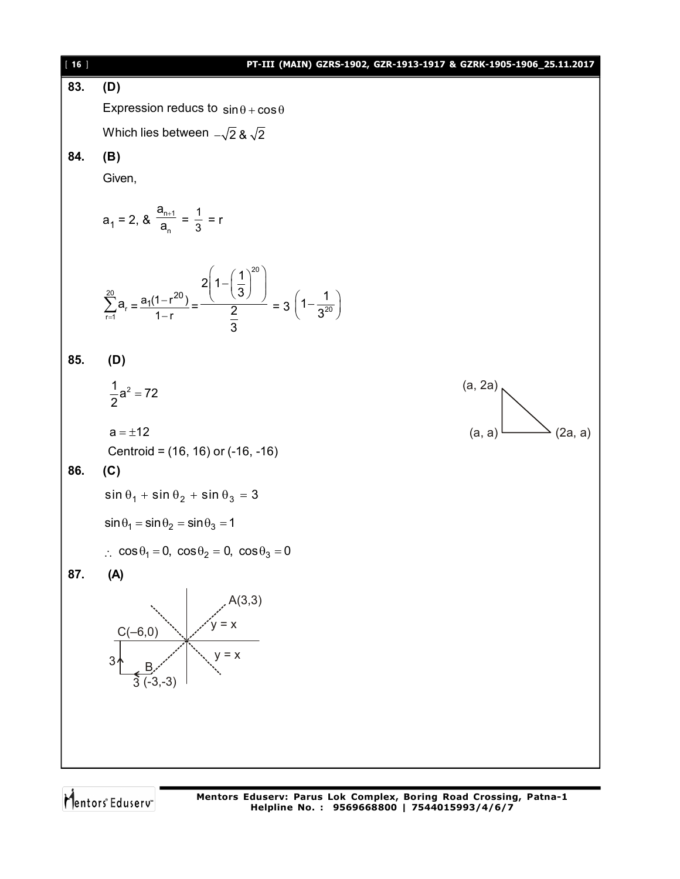**83.** **(D)**

Expression reducs to $\sin\theta + \cos\theta$

Which lies between $-\sqrt{2}$ & $\sqrt{2}$

**84.** **(B)**

Given,

$a_1 = 2$, & $\frac{a_{n+1}}{a_n} = \frac{1}{3} = r$

$$\sum_{r=1}^{20} a_r = \frac{a_1(1-r^{20})}{1-r} = \frac{2\left(1-\left(\frac{1}{3}\right)^{20}\right)}{\frac{2}{3}} = 3\left(1-\frac{1}{3^{20}}\right)$$

**85.** **(D)**

$\frac{1}{2}a^2 = 72$

$a = \pm 12$

Centroid = (16, 16) or (-16, -16)

(a, 2a)

(a, a)

(2a, a)

**86.** **(C)**

$\sin\theta_1 + \sin\theta_2 + \sin\theta_3 = 3$

$\sin\theta_1 = \sin\theta_2 = \sin\theta_3 = 1$

$\therefore\ \cos\theta_1 = 0,\ \cos\theta_2 = 0,\ \cos\theta_3 = 0$

**87.** **(A)**

A(3,3)

y = x

C(–6,0)

y = x

3

B

3 (-3,-3)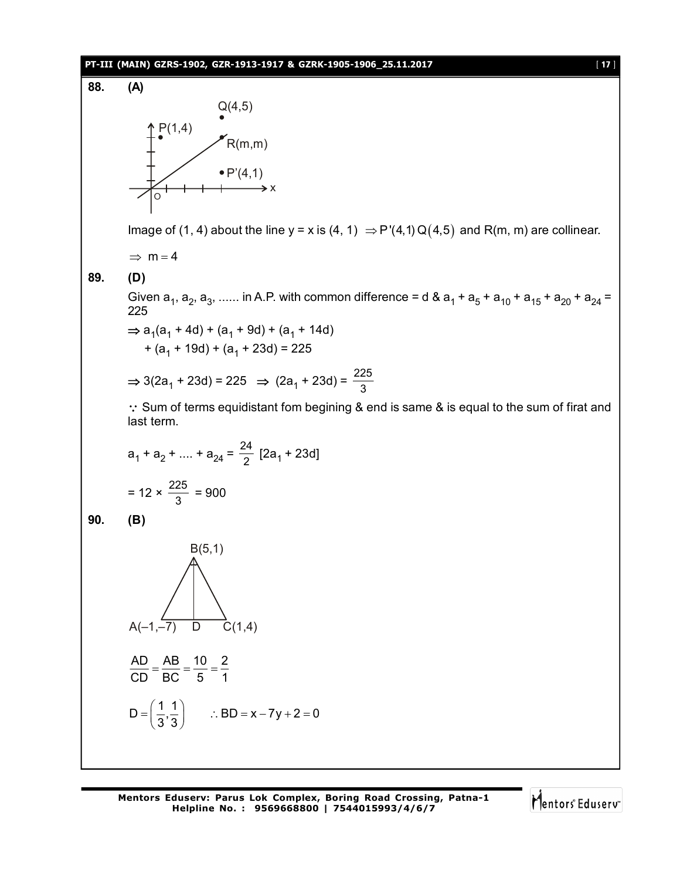**88.** **(A)**

Q(4,5)

P(1,4)

R(m,m)

P'(4,1)

O

x

Image of (1, 4) about the line y = x is (4, 1) $\Rightarrow P'(4,1)\,Q(4,5)$ and R(m, m) are collinear.

$\Rightarrow\ m = 4$

**89.** **(D)**

Given $a_1, a_2, a_3,$ ...... in A.P. with common difference = d & $a_1 + a_5 + a_{10} + a_{15} + a_{20} + a_{24} = 225$

$\Rightarrow a_1(a_1 + 4d) + (a_1 + 9d) + (a_1 + 14d)$
$\quad + (a_1 + 19d) + (a_1 + 23d) = 225$

$\Rightarrow 3(2a_1 + 23d) = 225 \ \Rightarrow\ (2a_1 + 23d) = \frac{225}{3}$

$\because$ Sum of terms equidistant fom begining & end is same & is equal to the sum of firat and last term.

$a_1 + a_2 + .... + a_{24} = \frac{24}{2}\,[2a_1 + 23d]$

$= 12 \times \frac{225}{3} = 900$

**90.** **(B)**

B(5,1)

A(–1,–7) D C(1,4)

$$\frac{AD}{CD} = \frac{AB}{BC} = \frac{10}{5} = \frac{2}{1}$$

$$D = \left(\frac{1}{3}, \frac{1}{3}\right) \qquad \therefore BD = x - 7y + 2 = 0$$